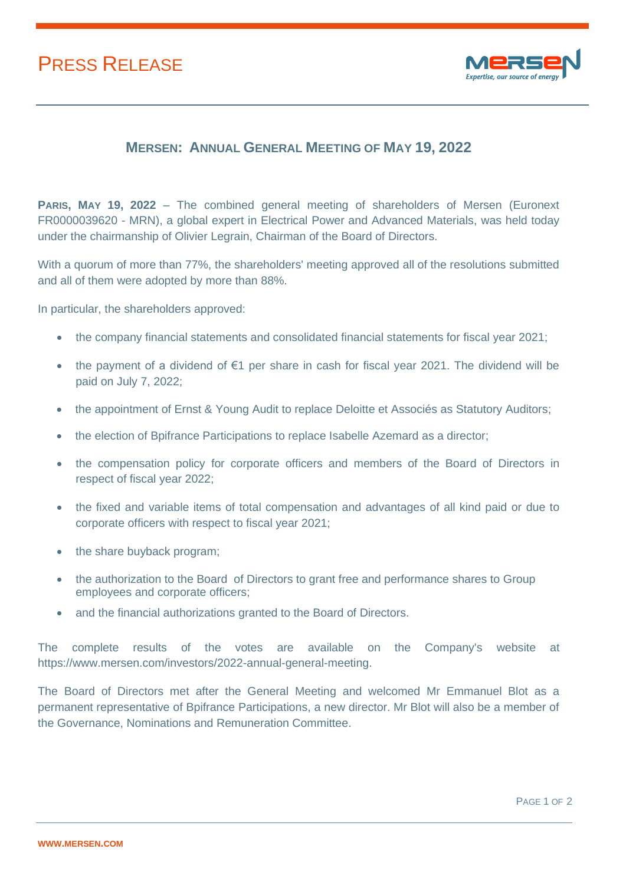# PRESS RELEASE

## MERSEN: ANNUAL GENERAL MEETING OF MAY 19, 2022

**PARIS, MAY 19, 2022** – The combined general meeting of shareholders of Mersen (Euronext FR0000039620 - MRN), a global expert in Electrical Power and Advanced Materials, was held today under the chairmanship of Olivier Legrain, Chairman of the Board of Directors.

With a quorum of more than 77%, the shareholders' meeting approved all of the resolutions submitted and all of them were adopted by more than 88%.

In particular, the shareholders approved:

- the company financial statements and consolidated financial statements for fiscal year 2021;
- the payment of a dividend of €1 per share in cash for fiscal year 2021. The dividend will be paid on July 7, 2022;
- the appointment of Ernst & Young Audit to replace Deloitte et Associés as Statutory Auditors;
- the election of Bpifrance Participations to replace Isabelle Azemard as a director;
- the compensation policy for corporate officers and members of the Board of Directors in respect of fiscal year 2022;
- the fixed and variable items of total compensation and advantages of all kind paid or due to corporate officers with respect to fiscal year 2021;
- the share buyback program;
- the authorization to the Board of Directors to grant free and performance shares to Group employees and corporate officers;
- and the financial authorizations granted to the Board of Directors.

The complete results of the votes are available on the Company's website at https://www.mersen.com/investors/2022-annual-general-meeting.

The Board of Directors met after the General Meeting and welcomed Mr Emmanuel Blot as a permanent representative of Bpifrance Participations, a new director. Mr Blot will also be a member of the Governance, Nominations and Remuneration Committee.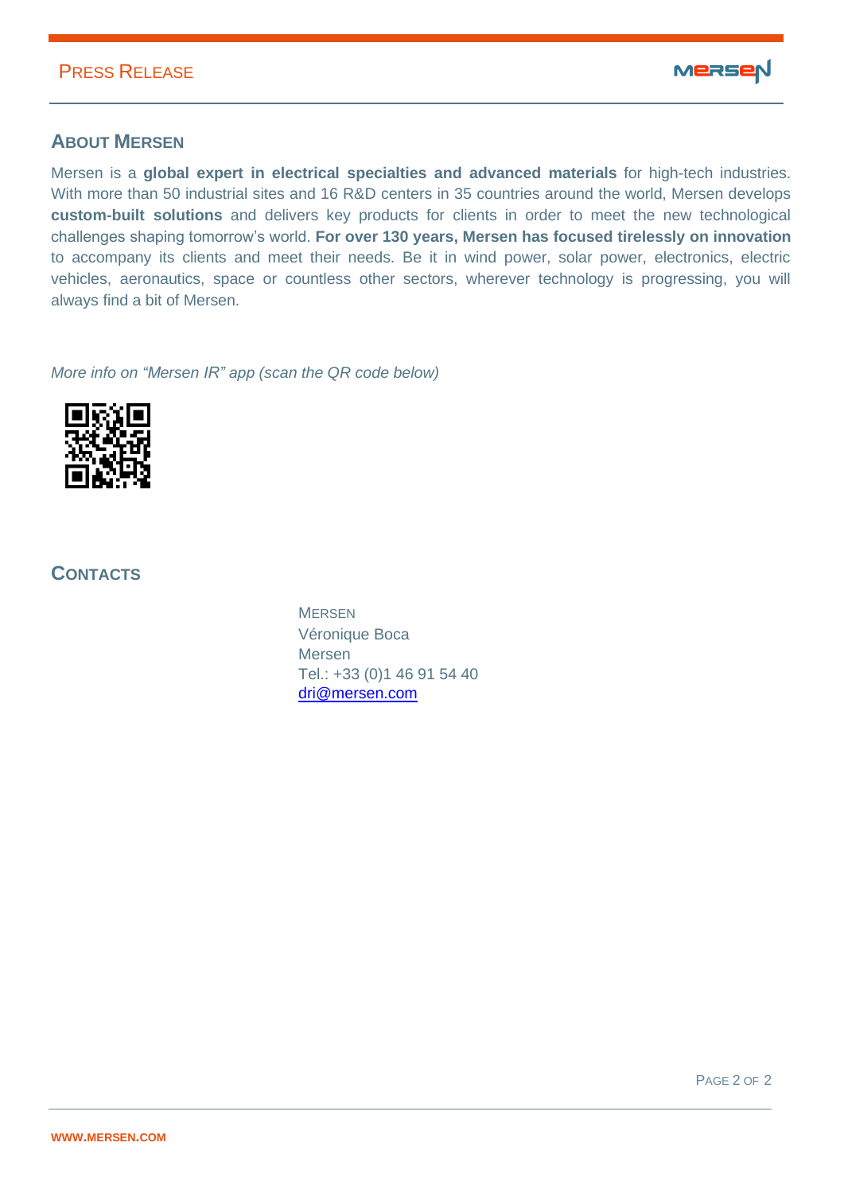## About Mersen

Mersen is a **global expert in electrical specialties and advanced materials** for high-tech industries. With more than 50 industrial sites and 16 R&D centers in 35 countries around the world, Mersen develops **custom-built solutions** and delivers key products for clients in order to meet the new technological challenges shaping tomorrow's world. **For over 130 years, Mersen has focused tirelessly on innovation** to accompany its clients and meet their needs. Be it in wind power, solar power, electronics, electric vehicles, aeronautics, space or countless other sectors, wherever technology is progressing, you will always find a bit of Mersen.

*More info on "Mersen IR" app (scan the QR code below)*

## Contacts

MERSEN
Véronique Boca
Mersen
Tel.: +33 (0)1 46 91 54 40
dri@mersen.com

WWW.MERSEN.COM